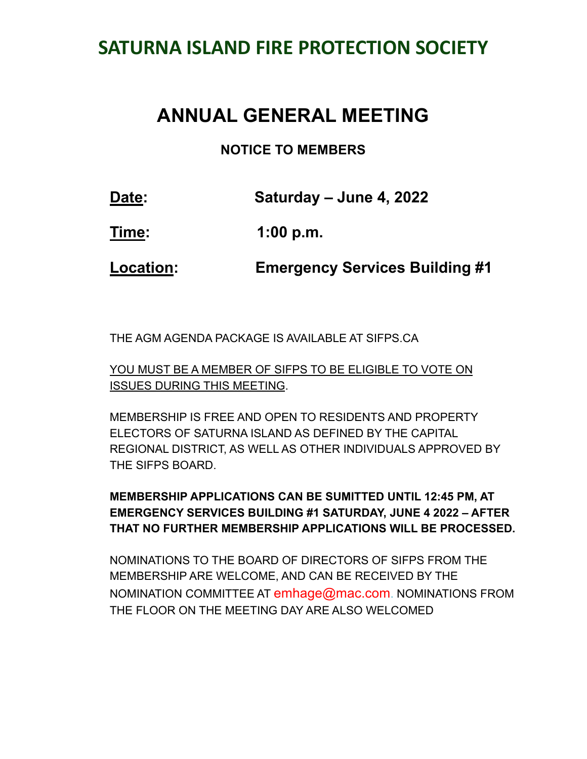# SATURNA ISLAND FIRE PROTECTION SOCIETY

## ANNUAL GENERAL MEETING

### NOTICE TO MEMBERS

**Date:** **Saturday – June 4, 2022**

**Time:** **1:00 p.m.**

**Location:** **Emergency Services Building #1**

THE AGM AGENDA PACKAGE IS AVAILABLE AT SIFPS.CA

YOU MUST BE A MEMBER OF SIFPS TO BE ELIGIBLE TO VOTE ON ISSUES DURING THIS MEETING.

MEMBERSHIP IS FREE AND OPEN TO RESIDENTS AND PROPERTY ELECTORS OF SATURNA ISLAND AS DEFINED BY THE CAPITAL REGIONAL DISTRICT, AS WELL AS OTHER INDIVIDUALS APPROVED BY THE SIFPS BOARD.

**MEMBERSHIP APPLICATIONS CAN BE SUMITTED UNTIL 12:45 PM, AT EMERGENCY SERVICES BUILDING #1 SATURDAY, JUNE 4 2022 – AFTER THAT NO FURTHER MEMBERSHIP APPLICATIONS WILL BE PROCESSED.**

NOMINATIONS TO THE BOARD OF DIRECTORS OF SIFPS FROM THE MEMBERSHIP ARE WELCOME, AND CAN BE RECEIVED BY THE NOMINATION COMMITTEE AT emhage@mac.com. NOMINATIONS FROM THE FLOOR ON THE MEETING DAY ARE ALSO WELCOMED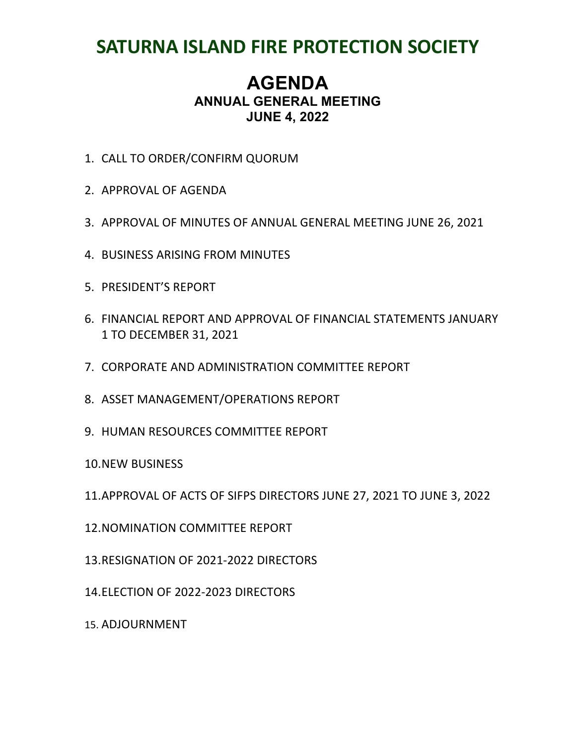# SATURNA ISLAND FIRE PROTECTION SOCIETY

## AGENDA

### ANNUAL GENERAL MEETING
### JUNE 4, 2022

1. CALL TO ORDER/CONFIRM QUORUM
2. APPROVAL OF AGENDA
3. APPROVAL OF MINUTES OF ANNUAL GENERAL MEETING JUNE 26, 2021
4. BUSINESS ARISING FROM MINUTES
5. PRESIDENT'S REPORT
6. FINANCIAL REPORT AND APPROVAL OF FINANCIAL STATEMENTS JANUARY 1 TO DECEMBER 31, 2021
7. CORPORATE AND ADMINISTRATION COMMITTEE REPORT
8. ASSET MANAGEMENT/OPERATIONS REPORT
9. HUMAN RESOURCES COMMITTEE REPORT
10. NEW BUSINESS
11. APPROVAL OF ACTS OF SIFPS DIRECTORS JUNE 27, 2021 TO JUNE 3, 2022
12. NOMINATION COMMITTEE REPORT
13. RESIGNATION OF 2021-2022 DIRECTORS
14. ELECTION OF 2022-2023 DIRECTORS
15. ADJOURNMENT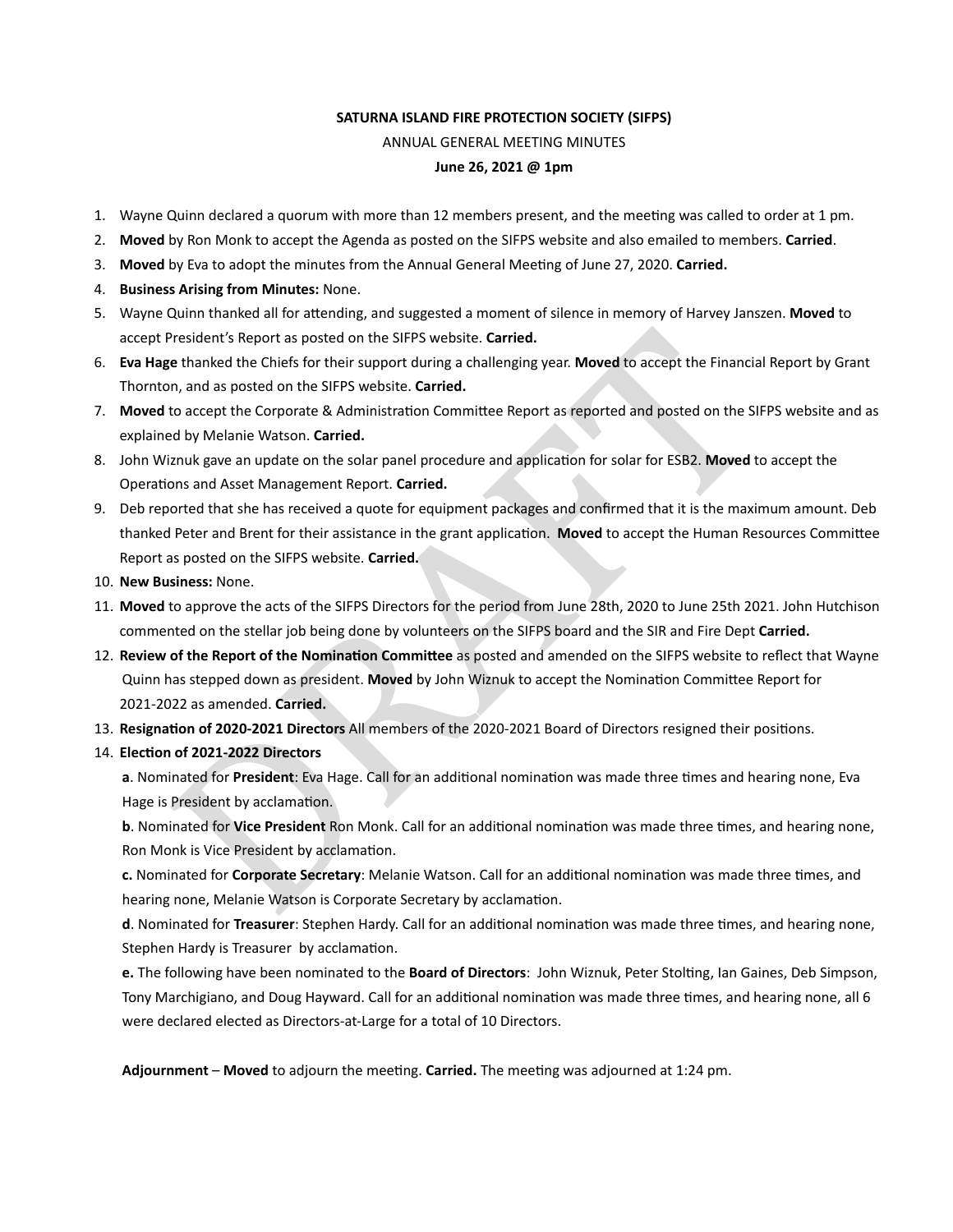**SATURNA ISLAND FIRE PROTECTION SOCIETY (SIFPS)**

ANNUAL GENERAL MEETING MINUTES

**June 26, 2021 @ 1pm**

1. Wayne Quinn declared a quorum with more than 12 members present, and the meeting was called to order at 1 pm.
2. **Moved** by Ron Monk to accept the Agenda as posted on the SIFPS website and also emailed to members. **Carried**.
3. **Moved** by Eva to adopt the minutes from the Annual General Meeting of June 27, 2020. **Carried.**
4. **Business Arising from Minutes:** None.
5. Wayne Quinn thanked all for attending, and suggested a moment of silence in memory of Harvey Janszen. **Moved** to accept President's Report as posted on the SIFPS website. **Carried.**
6. **Eva Hage** thanked the Chiefs for their support during a challenging year. **Moved** to accept the Financial Report by Grant Thornton, and as posted on the SIFPS website. **Carried.**
7. **Moved** to accept the Corporate & Administration Committee Report as reported and posted on the SIFPS website and as explained by Melanie Watson. **Carried.**
8. John Wiznuk gave an update on the solar panel procedure and application for solar for ESB2. **Moved** to accept the Operations and Asset Management Report. **Carried.**
9. Deb reported that she has received a quote for equipment packages and confirmed that it is the maximum amount. Deb thanked Peter and Brent for their assistance in the grant application. **Moved** to accept the Human Resources Committee Report as posted on the SIFPS website. **Carried.**
10. **New Business:** None.
11. **Moved** to approve the acts of the SIFPS Directors for the period from June 28th, 2020 to June 25th 2021. John Hutchison commented on the stellar job being done by volunteers on the SIFPS board and the SIR and Fire Dept **Carried.**
12. **Review of the Report of the Nomination Committee** as posted and amended on the SIFPS website to reflect that Wayne Quinn has stepped down as president. **Moved** by John Wiznuk to accept the Nomination Committee Report for 2021-2022 as amended. **Carried.**
13. **Resignation of 2020-2021 Directors** All members of the 2020-2021 Board of Directors resigned their positions.
14. **Election of 2021-2022 Directors**

    **a**. Nominated for **President**: Eva Hage. Call for an additional nomination was made three times and hearing none, Eva Hage is President by acclamation.

    **b**. Nominated for **Vice President** Ron Monk. Call for an additional nomination was made three times, and hearing none, Ron Monk is Vice President by acclamation.

    **c.** Nominated for **Corporate Secretary**: Melanie Watson. Call for an additional nomination was made three times, and hearing none, Melanie Watson is Corporate Secretary by acclamation.

    **d**. Nominated for **Treasurer**: Stephen Hardy. Call for an additional nomination was made three times, and hearing none, Stephen Hardy is Treasurer by acclamation.

    **e.** The following have been nominated to the **Board of Directors**: John Wiznuk, Peter Stolting, Ian Gaines, Deb Simpson, Tony Marchigiano, and Doug Hayward. Call for an additional nomination was made three times, and hearing none, all 6 were declared elected as Directors-at-Large for a total of 10 Directors.

**Adjournment** – **Moved** to adjourn the meeting. **Carried.** The meeting was adjourned at 1:24 pm.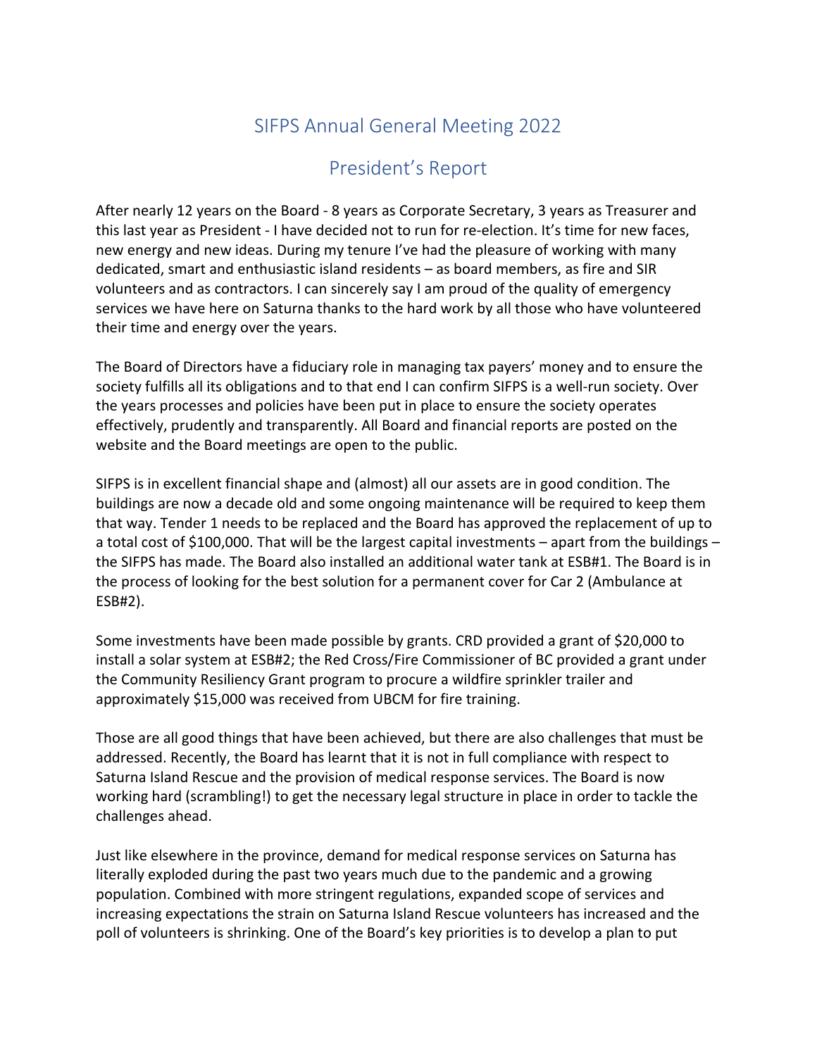# SIFPS Annual General Meeting 2022

## President's Report

After nearly 12 years on the Board - 8 years as Corporate Secretary, 3 years as Treasurer and this last year as President - I have decided not to run for re-election. It's time for new faces, new energy and new ideas. During my tenure I've had the pleasure of working with many dedicated, smart and enthusiastic island residents – as board members, as fire and SIR volunteers and as contractors. I can sincerely say I am proud of the quality of emergency services we have here on Saturna thanks to the hard work by all those who have volunteered their time and energy over the years.

The Board of Directors have a fiduciary role in managing tax payers' money and to ensure the society fulfills all its obligations and to that end I can confirm SIFPS is a well-run society. Over the years processes and policies have been put in place to ensure the society operates effectively, prudently and transparently. All Board and financial reports are posted on the website and the Board meetings are open to the public.

SIFPS is in excellent financial shape and (almost) all our assets are in good condition. The buildings are now a decade old and some ongoing maintenance will be required to keep them that way. Tender 1 needs to be replaced and the Board has approved the replacement of up to a total cost of $100,000. That will be the largest capital investments – apart from the buildings – the SIFPS has made. The Board also installed an additional water tank at ESB#1. The Board is in the process of looking for the best solution for a permanent cover for Car 2 (Ambulance at ESB#2).

Some investments have been made possible by grants. CRD provided a grant of $20,000 to install a solar system at ESB#2; the Red Cross/Fire Commissioner of BC provided a grant under the Community Resiliency Grant program to procure a wildfire sprinkler trailer and approximately $15,000 was received from UBCM for fire training.

Those are all good things that have been achieved, but there are also challenges that must be addressed. Recently, the Board has learnt that it is not in full compliance with respect to Saturna Island Rescue and the provision of medical response services. The Board is now working hard (scrambling!) to get the necessary legal structure in place in order to tackle the challenges ahead.

Just like elsewhere in the province, demand for medical response services on Saturna has literally exploded during the past two years much due to the pandemic and a growing population. Combined with more stringent regulations, expanded scope of services and increasing expectations the strain on Saturna Island Rescue volunteers has increased and the poll of volunteers is shrinking. One of the Board's key priorities is to develop a plan to put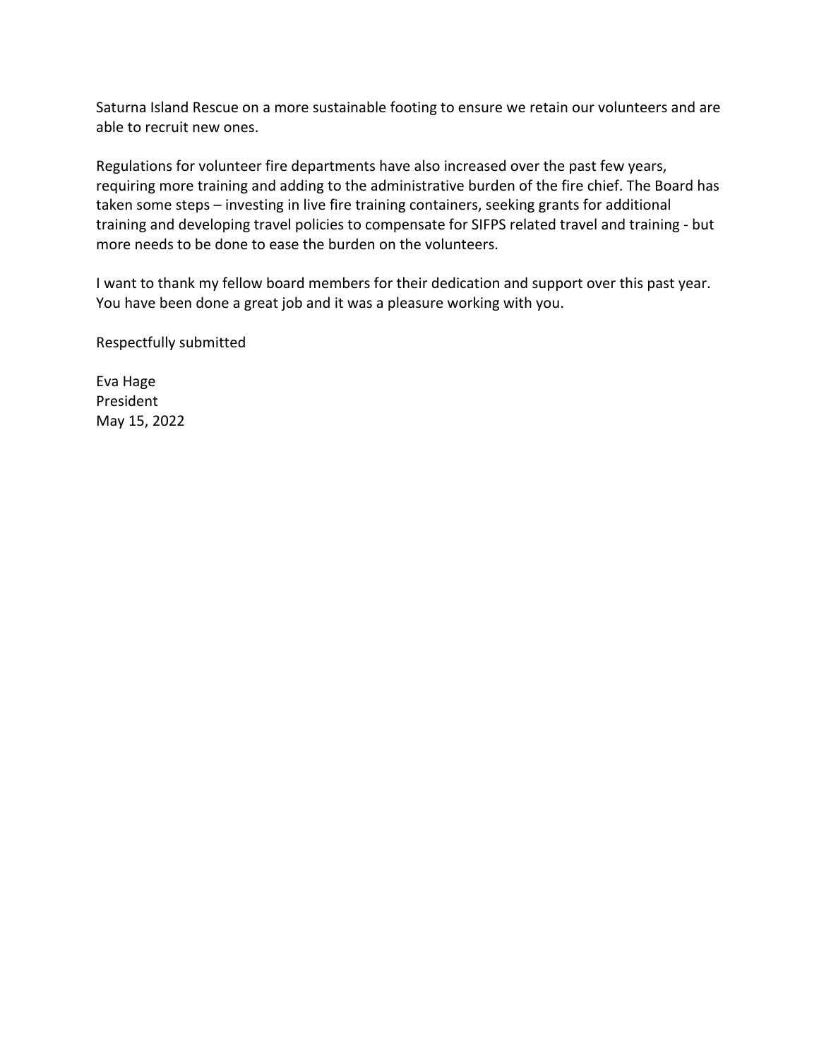Saturna Island Rescue on a more sustainable footing to ensure we retain our volunteers and are able to recruit new ones.

Regulations for volunteer fire departments have also increased over the past few years, requiring more training and adding to the administrative burden of the fire chief. The Board has taken some steps – investing in live fire training containers, seeking grants for additional training and developing travel policies to compensate for SIFPS related travel and training - but more needs to be done to ease the burden on the volunteers.

I want to thank my fellow board members for their dedication and support over this past year. You have been done a great job and it was a pleasure working with you.

Respectfully submitted

Eva Hage
President
May 15, 2022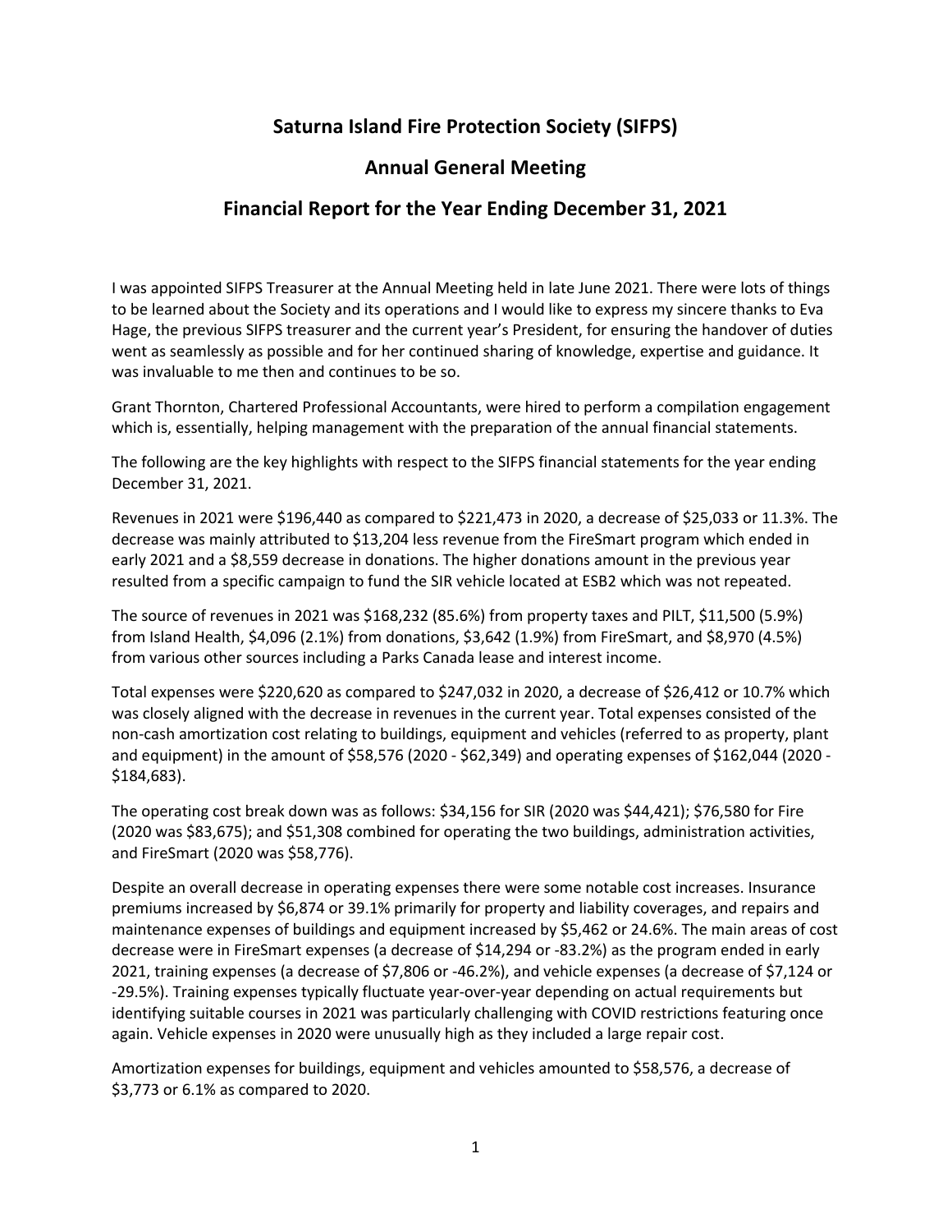# Saturna Island Fire Protection Society (SIFPS)

## Annual General Meeting

## Financial Report for the Year Ending December 31, 2021

I was appointed SIFPS Treasurer at the Annual Meeting held in late June 2021. There were lots of things to be learned about the Society and its operations and I would like to express my sincere thanks to Eva Hage, the previous SIFPS treasurer and the current year's President, for ensuring the handover of duties went as seamlessly as possible and for her continued sharing of knowledge, expertise and guidance. It was invaluable to me then and continues to be so.

Grant Thornton, Chartered Professional Accountants, were hired to perform a compilation engagement which is, essentially, helping management with the preparation of the annual financial statements.

The following are the key highlights with respect to the SIFPS financial statements for the year ending December 31, 2021.

Revenues in 2021 were $196,440 as compared to $221,473 in 2020, a decrease of $25,033 or 11.3%. The decrease was mainly attributed to $13,204 less revenue from the FireSmart program which ended in early 2021 and a $8,559 decrease in donations. The higher donations amount in the previous year resulted from a specific campaign to fund the SIR vehicle located at ESB2 which was not repeated.

The source of revenues in 2021 was $168,232 (85.6%) from property taxes and PILT, $11,500 (5.9%) from Island Health, $4,096 (2.1%) from donations, $3,642 (1.9%) from FireSmart, and $8,970 (4.5%) from various other sources including a Parks Canada lease and interest income.

Total expenses were $220,620 as compared to $247,032 in 2020, a decrease of $26,412 or 10.7% which was closely aligned with the decrease in revenues in the current year. Total expenses consisted of the non-cash amortization cost relating to buildings, equipment and vehicles (referred to as property, plant and equipment) in the amount of $58,576 (2020 - $62,349) and operating expenses of $162,044 (2020 - $184,683).

The operating cost break down was as follows: $34,156 for SIR (2020 was $44,421); $76,580 for Fire (2020 was $83,675); and $51,308 combined for operating the two buildings, administration activities, and FireSmart (2020 was $58,776).

Despite an overall decrease in operating expenses there were some notable cost increases. Insurance premiums increased by $6,874 or 39.1% primarily for property and liability coverages, and repairs and maintenance expenses of buildings and equipment increased by $5,462 or 24.6%. The main areas of cost decrease were in FireSmart expenses (a decrease of $14,294 or -83.2%) as the program ended in early 2021, training expenses (a decrease of $7,806 or -46.2%), and vehicle expenses (a decrease of $7,124 or -29.5%). Training expenses typically fluctuate year-over-year depending on actual requirements but identifying suitable courses in 2021 was particularly challenging with COVID restrictions featuring once again. Vehicle expenses in 2020 were unusually high as they included a large repair cost.

Amortization expenses for buildings, equipment and vehicles amounted to $58,576, a decrease of $3,773 or 6.1% as compared to 2020.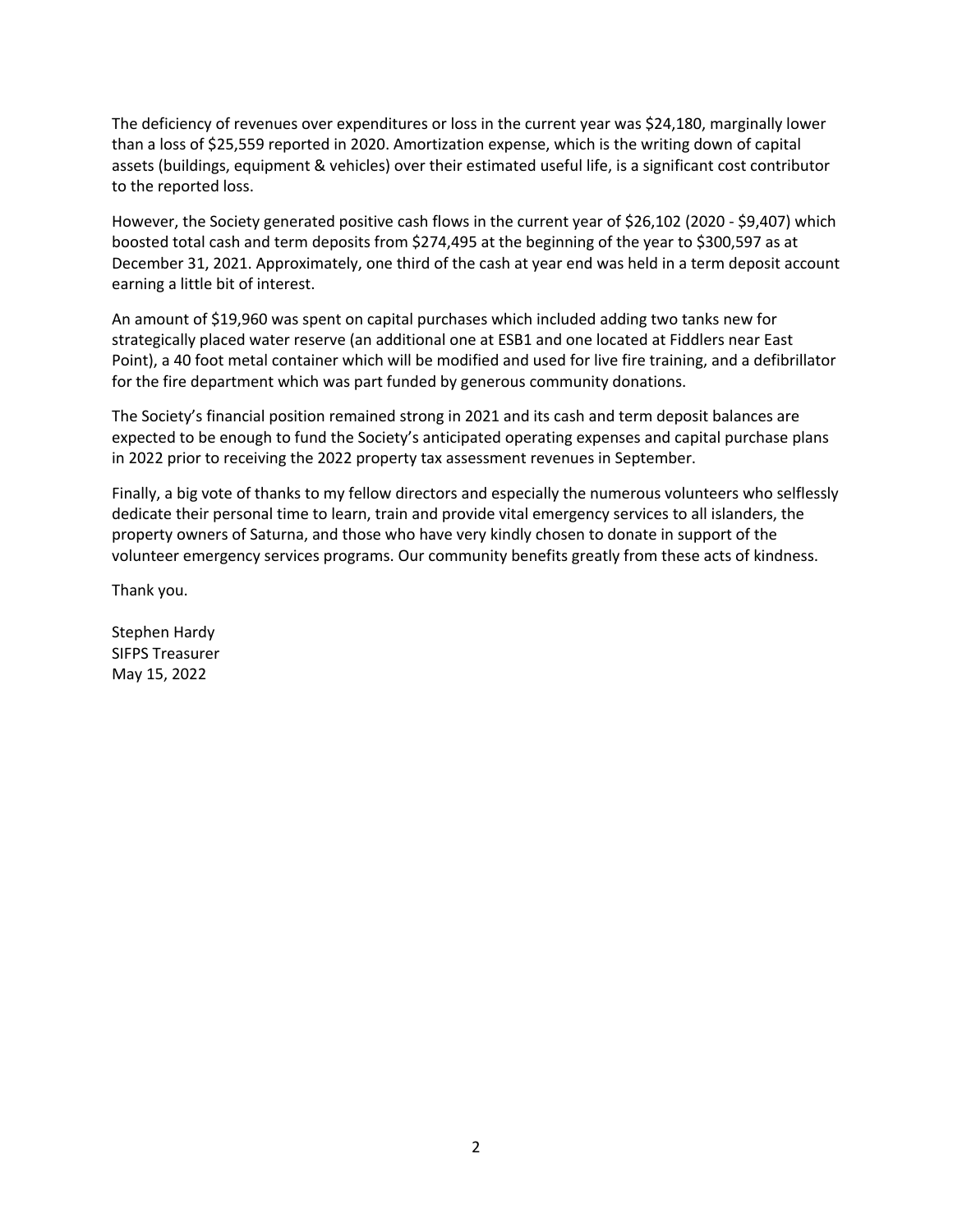The deficiency of revenues over expenditures or loss in the current year was $24,180, marginally lower than a loss of $25,559 reported in 2020. Amortization expense, which is the writing down of capital assets (buildings, equipment & vehicles) over their estimated useful life, is a significant cost contributor to the reported loss.

However, the Society generated positive cash flows in the current year of $26,102 (2020 - $9,407) which boosted total cash and term deposits from $274,495 at the beginning of the year to $300,597 as at December 31, 2021. Approximately, one third of the cash at year end was held in a term deposit account earning a little bit of interest.

An amount of $19,960 was spent on capital purchases which included adding two tanks new for strategically placed water reserve (an additional one at ESB1 and one located at Fiddlers near East Point), a 40 foot metal container which will be modified and used for live fire training, and a defibrillator for the fire department which was part funded by generous community donations.

The Society's financial position remained strong in 2021 and its cash and term deposit balances are expected to be enough to fund the Society's anticipated operating expenses and capital purchase plans in 2022 prior to receiving the 2022 property tax assessment revenues in September.

Finally, a big vote of thanks to my fellow directors and especially the numerous volunteers who selflessly dedicate their personal time to learn, train and provide vital emergency services to all islanders, the property owners of Saturna, and those who have very kindly chosen to donate in support of the volunteer emergency services programs. Our community benefits greatly from these acts of kindness.

Thank you.

Stephen Hardy
SIFPS Treasurer
May 15, 2022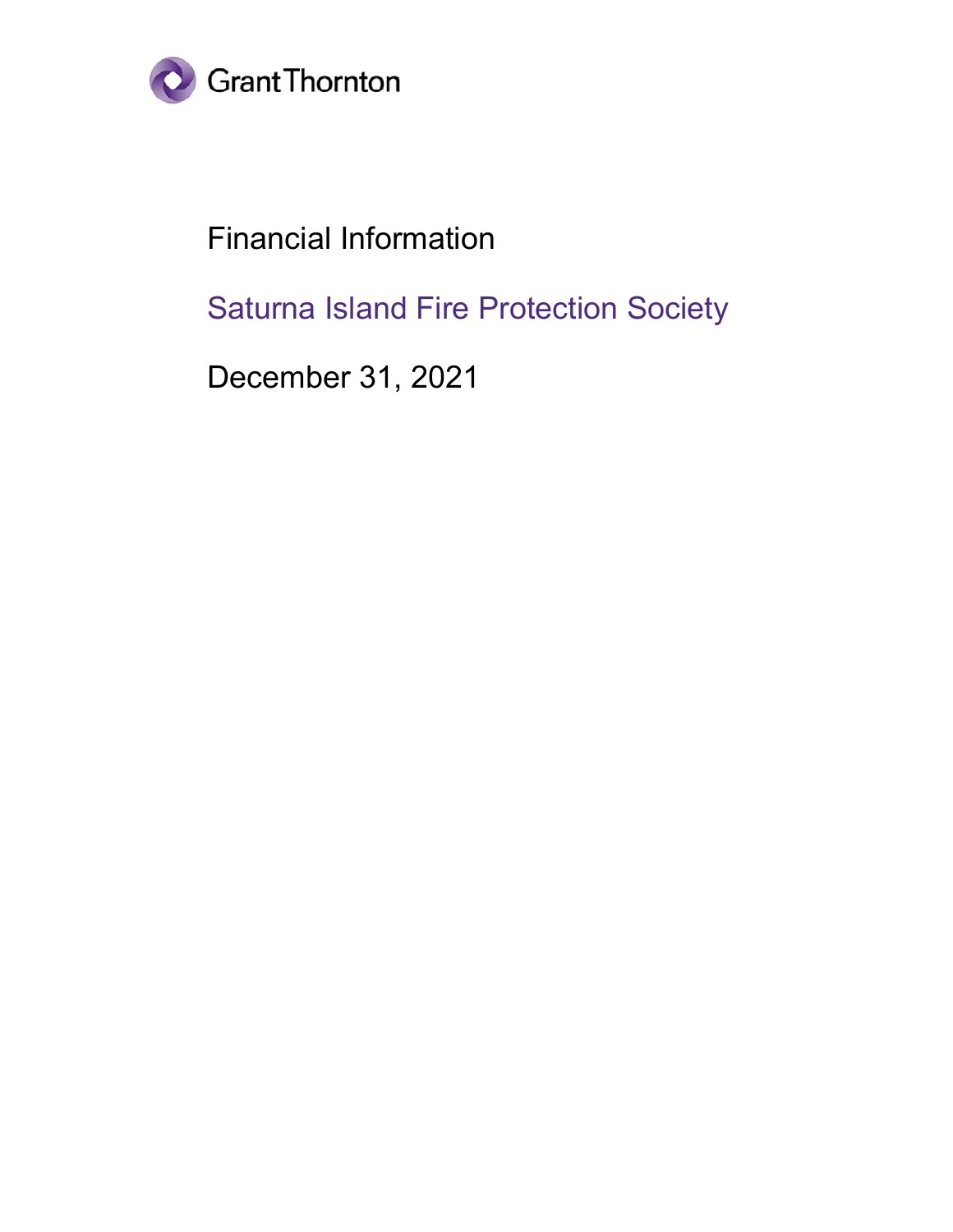Grant Thornton

# Financial Information

## Saturna Island Fire Protection Society

December 31, 2021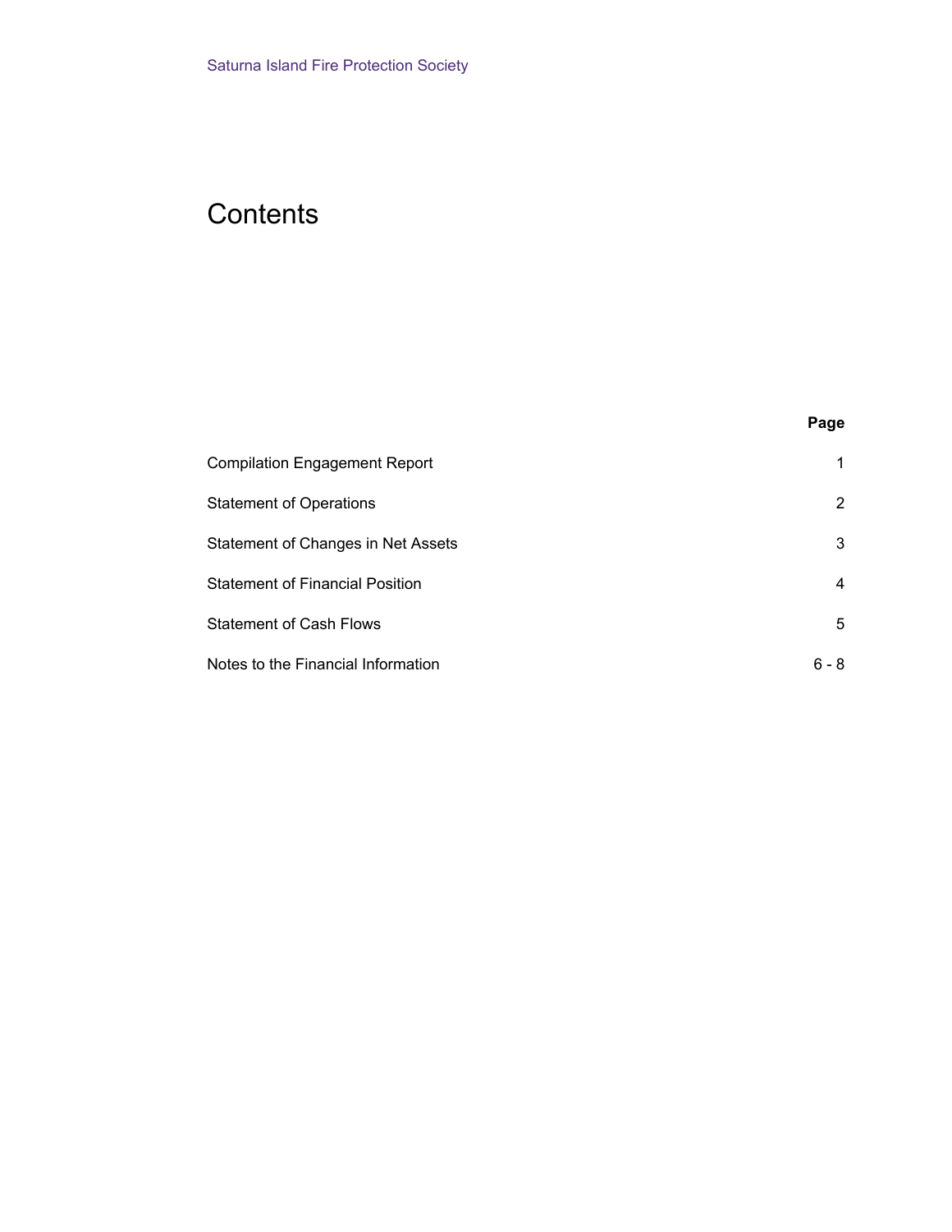Saturna Island Fire Protection Society

# Contents

| | Page |
|---|---|
| Compilation Engagement Report | 1 |
| Statement of Operations | 2 |
| Statement of Changes in Net Assets | 3 |
| Statement of Financial Position | 4 |
| Statement of Cash Flows | 5 |
| Notes to the Financial Information | 6 - 8 |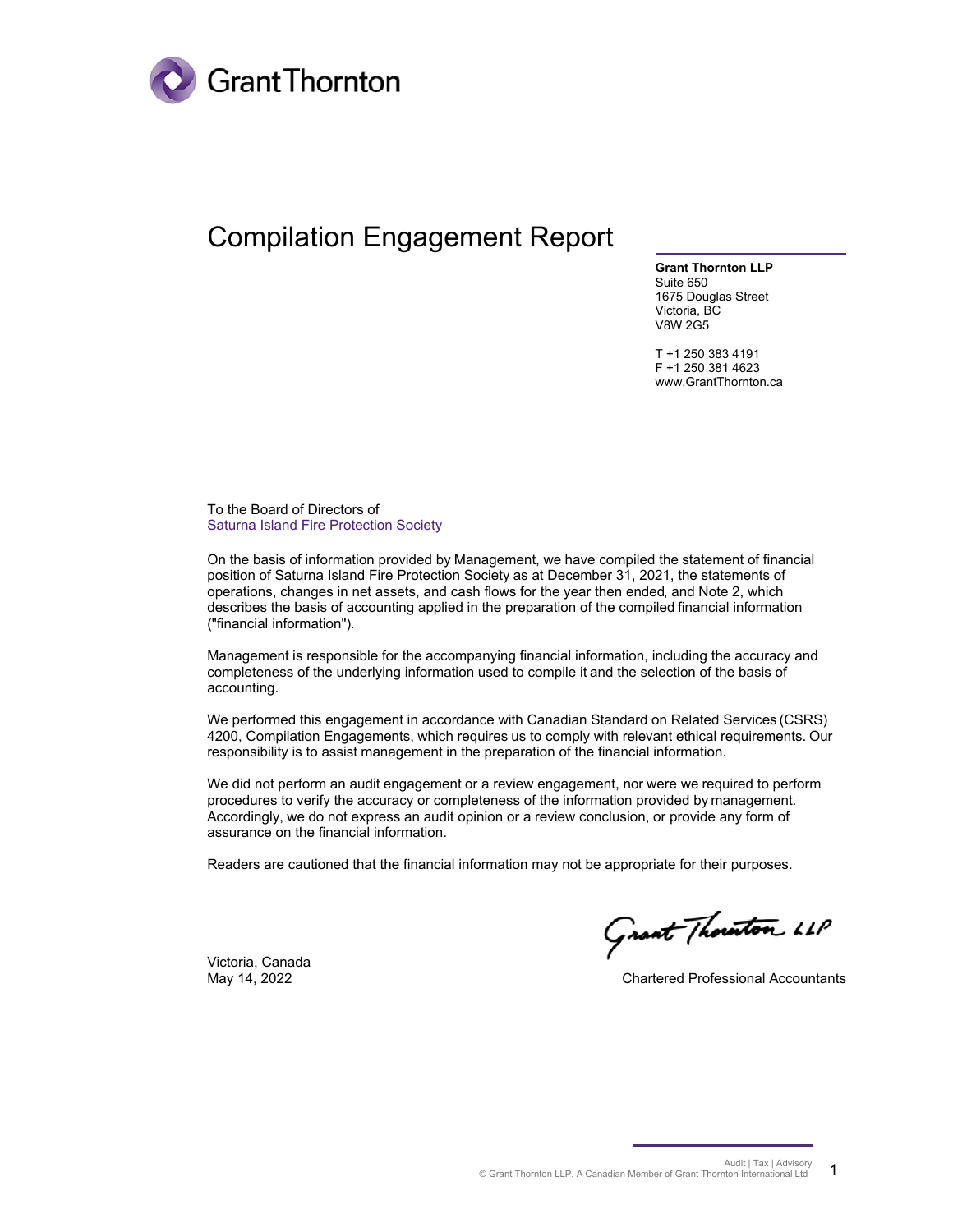# Compilation Engagement Report

**Grant Thornton LLP**
Suite 650
1675 Douglas Street
Victoria, BC
V8W 2G5

T +1 250 383 4191
F +1 250 381 4623
www.GrantThornton.ca

To the Board of Directors of
Saturna Island Fire Protection Society

On the basis of information provided by Management, we have compiled the statement of financial position of Saturna Island Fire Protection Society as at December 31, 2021, the statements of operations, changes in net assets, and cash flows for the year then ended, and Note 2, which describes the basis of accounting applied in the preparation of the compiled financial information ("financial information").

Management is responsible for the accompanying financial information, including the accuracy and completeness of the underlying information used to compile it and the selection of the basis of accounting.

We performed this engagement in accordance with Canadian Standard on Related Services (CSRS) 4200, Compilation Engagements, which requires us to comply with relevant ethical requirements. Our responsibility is to assist management in the preparation of the financial information.

We did not perform an audit engagement or a review engagement, nor were we required to perform procedures to verify the accuracy or completeness of the information provided by management. Accordingly, we do not express an audit opinion or a review conclusion, or provide any form of assurance on the financial information.

Readers are cautioned that the financial information may not be appropriate for their purposes.

Victoria, Canada
May 14, 2022

Grant Thornton LLP
Chartered Professional Accountants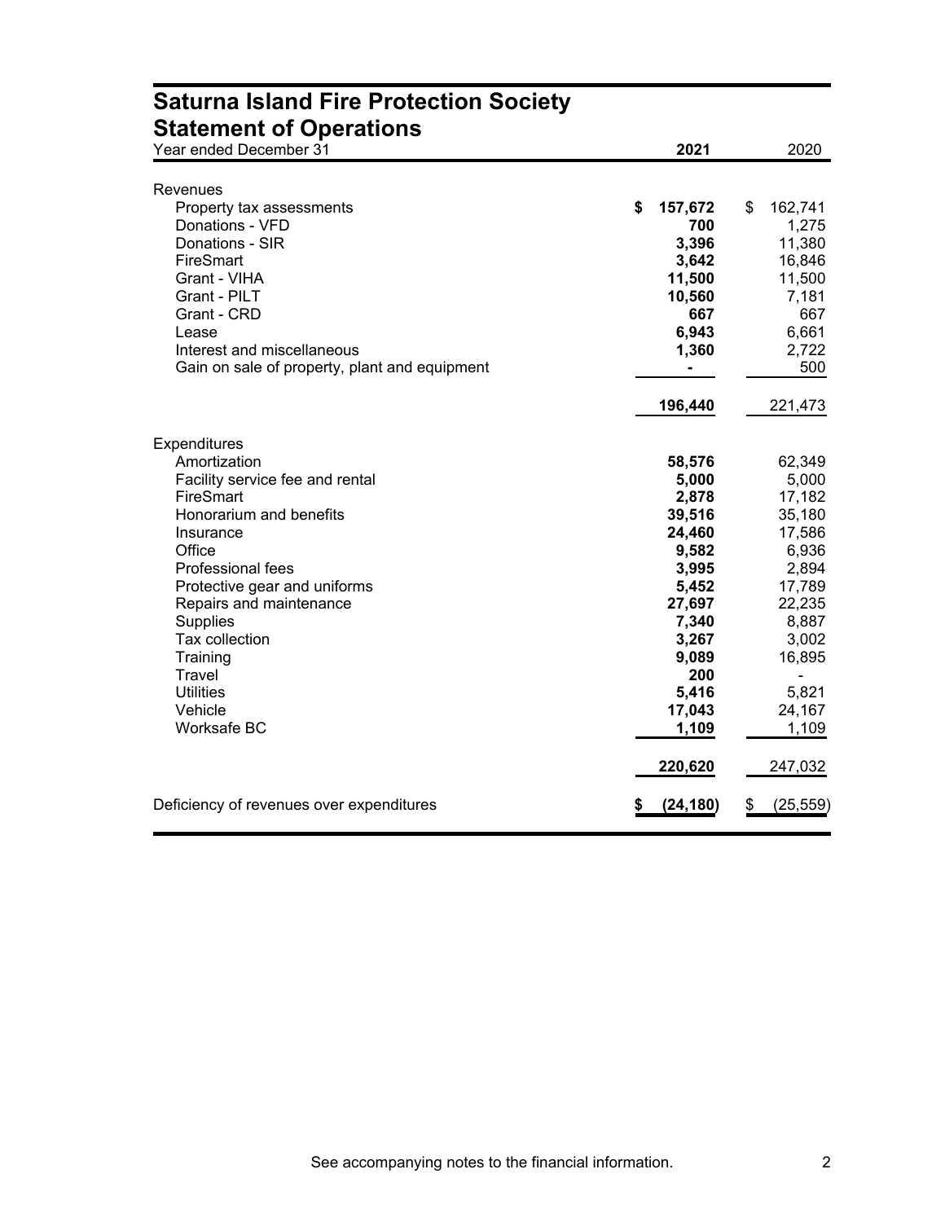# Saturna Island Fire Protection Society
## Statement of Operations

| Year ended December 31 | 2021 | 2020 |
|---|---|---|
| **Revenues** | | |
| Property tax assessments | $ 157,672 | $ 162,741 |
| Donations - VFD | 700 | 1,275 |
| Donations - SIR | 3,396 | 11,380 |
| FireSmart | 3,642 | 16,846 |
| Grant - VIHA | 11,500 | 11,500 |
| Grant - PILT | 10,560 | 7,181 |
| Grant - CRD | 667 | 667 |
| Lease | 6,943 | 6,661 |
| Interest and miscellaneous | 1,360 | 2,722 |
| Gain on sale of property, plant and equipment | - | 500 |
| | 196,440 | 221,473 |
| **Expenditures** | | |
| Amortization | 58,576 | 62,349 |
| Facility service fee and rental | 5,000 | 5,000 |
| FireSmart | 2,878 | 17,182 |
| Honorarium and benefits | 39,516 | 35,180 |
| Insurance | 24,460 | 17,586 |
| Office | 9,582 | 6,936 |
| Professional fees | 3,995 | 2,894 |
| Protective gear and uniforms | 5,452 | 17,789 |
| Repairs and maintenance | 27,697 | 22,235 |
| Supplies | 7,340 | 8,887 |
| Tax collection | 3,267 | 3,002 |
| Training | 9,089 | 16,895 |
| Travel | 200 | - |
| Utilities | 5,416 | 5,821 |
| Vehicle | 17,043 | 24,167 |
| Worksafe BC | 1,109 | 1,109 |
| | 220,620 | 247,032 |
| Deficiency of revenues over expenditures | $ (24,180) | $ (25,559) |

See accompanying notes to the financial information.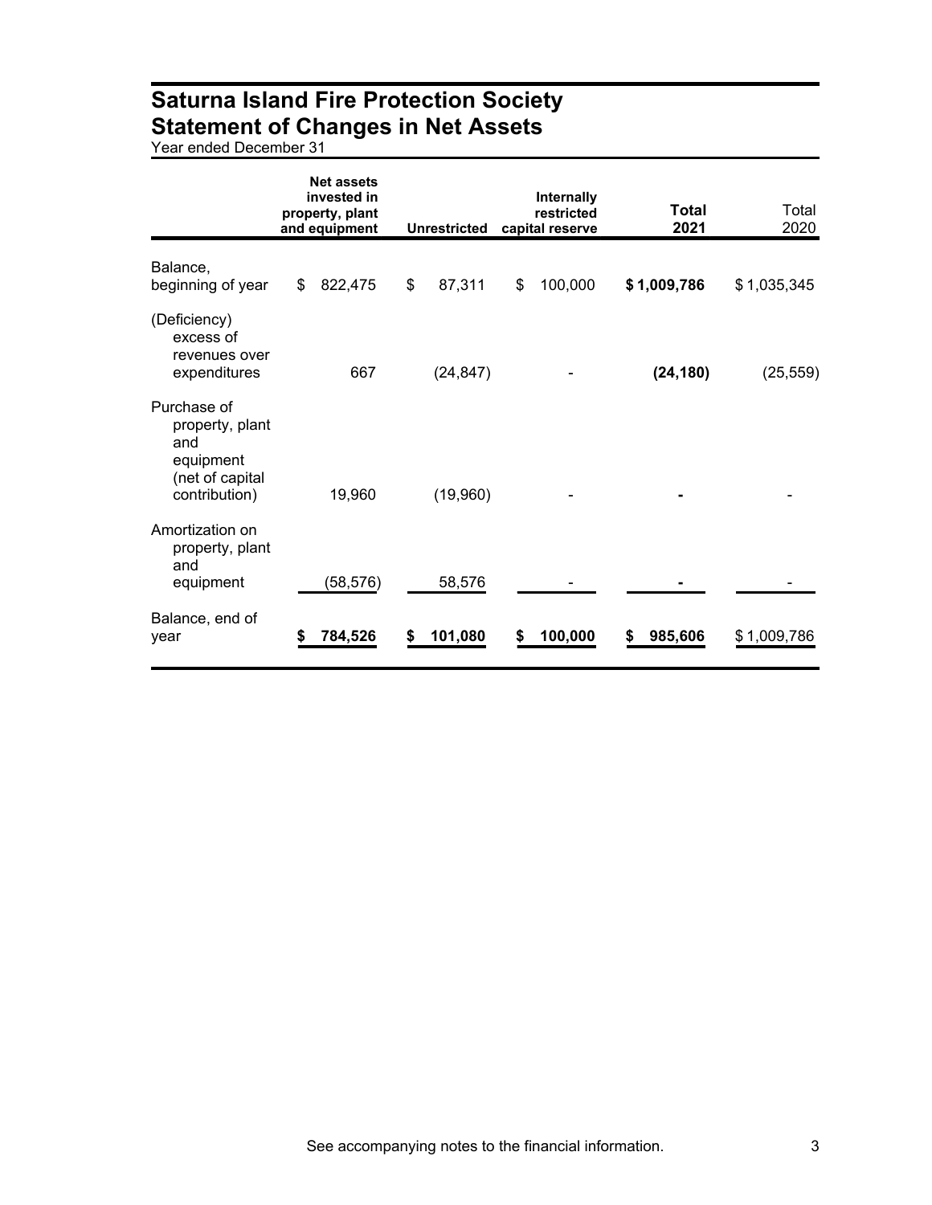# Saturna Island Fire Protection Society
# Statement of Changes in Net Assets

Year ended December 31

| | Net assets invested in property, plant and equipment | Unrestricted | Internally restricted capital reserve | Total 2021 | Total 2020 |
|---|---|---|---|---|---|
| Balance, beginning of year | $ 822,475 | $ 87,311 | $ 100,000 | **$ 1,009,786** | $ 1,035,345 |
| (Deficiency) excess of revenues over expenditures | 667 | (24,847) | - | **(24,180)** | (25,559) |
| Purchase of property, plant and equipment (net of capital contribution) | 19,960 | (19,960) | - | **-** | - |
| Amortization on property, plant and equipment | (58,576) | 58,576 | - | **-** | - |
| Balance, end of year | **$ 784,526** | **$ 101,080** | **$ 100,000** | **$ 985,606** | $ 1,009,786 |

See accompanying notes to the financial information.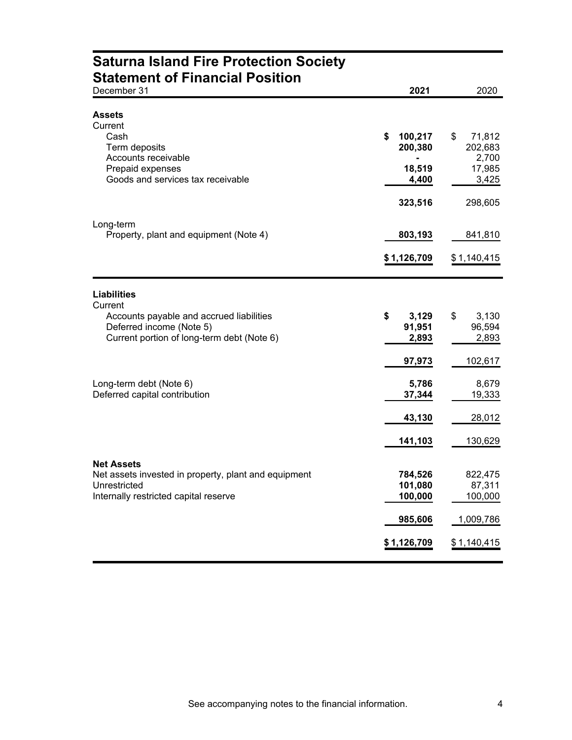# Saturna Island Fire Protection Society
## Statement of Financial Position

| December 31 | 2021 | 2020 |
|---|---|---|
| **Assets** | | |
| Current | | |
| Cash | **$ 100,217** | $ 71,812 |
| Term deposits | **200,380** | 202,683 |
| Accounts receivable | **-** | 2,700 |
| Prepaid expenses | **18,519** | 17,985 |
| Goods and services tax receivable | **4,400** | 3,425 |
| | **323,516** | 298,605 |
| Long-term | | |
| Property, plant and equipment (Note 4) | **803,193** | 841,810 |
| | **$ 1,126,709** | $ 1,140,415 |
| **Liabilities** | | |
| Current | | |
| Accounts payable and accrued liabilities | **$ 3,129** | $ 3,130 |
| Deferred income (Note 5) | **91,951** | 96,594 |
| Current portion of long-term debt (Note 6) | **2,893** | 2,893 |
| | **97,973** | 102,617 |
| Long-term debt (Note 6) | **5,786** | 8,679 |
| Deferred capital contribution | **37,344** | 19,333 |
| | **43,130** | 28,012 |
| | **141,103** | 130,629 |
| **Net Assets** | | |
| Net assets invested in property, plant and equipment | **784,526** | 822,475 |
| Unrestricted | **101,080** | 87,311 |
| Internally restricted capital reserve | **100,000** | 100,000 |
| | **985,606** | 1,009,786 |
| | **$ 1,126,709** | $ 1,140,415 |

See accompanying notes to the financial information.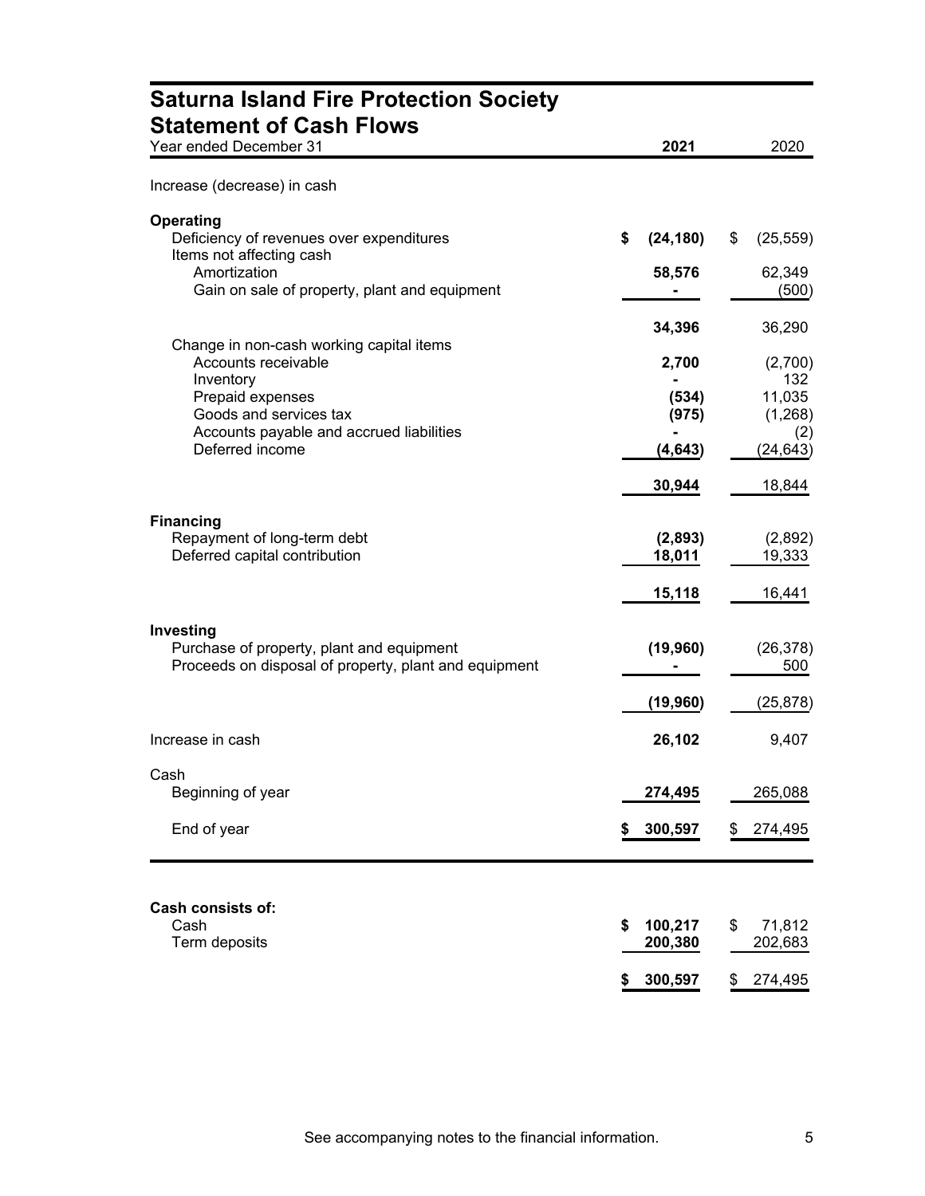# Saturna Island Fire Protection Society
## Statement of Cash Flows

| Year ended December 31 | 2021 | 2020 |
|---|---|---|
| Increase (decrease) in cash | | |
| **Operating** | | |
| Deficiency of revenues over expenditures | **$ (24,180)** | $ (25,559) |
| Items not affecting cash | | |
| Amortization | **58,576** | 62,349 |
| Gain on sale of property, plant and equipment | **-** | (500) |
| | **34,396** | 36,290 |
| Change in non-cash working capital items | | |
| Accounts receivable | **2,700** | (2,700) |
| Inventory | **-** | 132 |
| Prepaid expenses | **(534)** | 11,035 |
| Goods and services tax | **(975)** | (1,268) |
| Accounts payable and accrued liabilities | **-** | (2) |
| Deferred income | **(4,643)** | (24,643) |
| | **30,944** | 18,844 |
| **Financing** | | |
| Repayment of long-term debt | **(2,893)** | (2,892) |
| Deferred capital contribution | **18,011** | 19,333 |
| | **15,118** | 16,441 |
| **Investing** | | |
| Purchase of property, plant and equipment | **(19,960)** | (26,378) |
| Proceeds on disposal of property, plant and equipment | **-** | 500 |
| | **(19,960)** | (25,878) |
| Increase in cash | **26,102** | 9,407 |
| Cash | | |
| Beginning of year | **274,495** | 265,088 |
| End of year | **$ 300,597** | $ 274,495 |

| **Cash consists of:** | | |
|---|---|---|
| Cash | **$ 100,217** | $ 71,812 |
| Term deposits | **200,380** | 202,683 |
| | **$ 300,597** | $ 274,495 |

See accompanying notes to the financial information.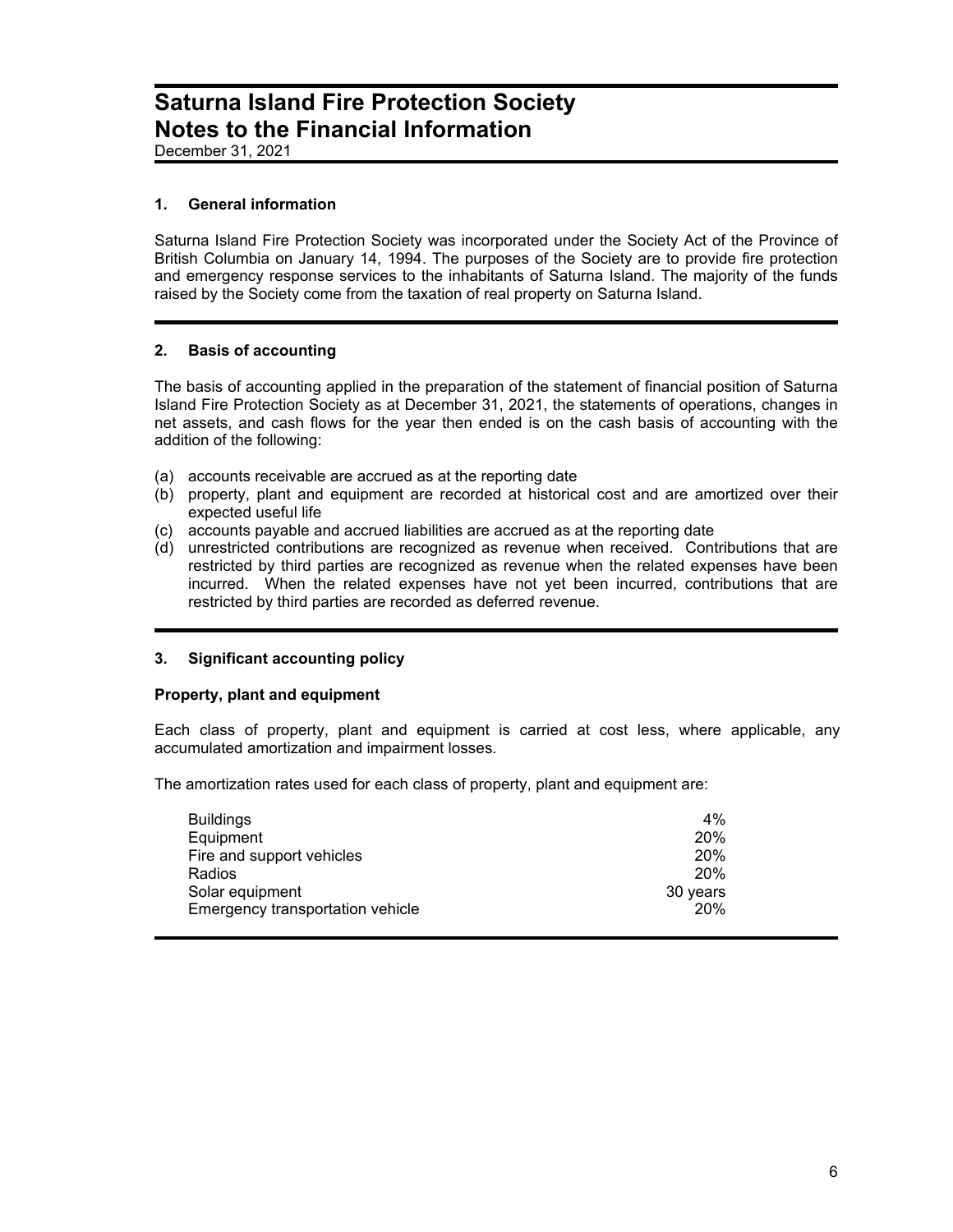# Saturna Island Fire Protection Society
# Notes to the Financial Information

December 31, 2021

### 1. General information

Saturna Island Fire Protection Society was incorporated under the Society Act of the Province of British Columbia on January 14, 1994. The purposes of the Society are to provide fire protection and emergency response services to the inhabitants of Saturna Island. The majority of the funds raised by the Society come from the taxation of real property on Saturna Island.

### 2. Basis of accounting

The basis of accounting applied in the preparation of the statement of financial position of Saturna Island Fire Protection Society as at December 31, 2021, the statements of operations, changes in net assets, and cash flows for the year then ended is on the cash basis of accounting with the addition of the following:

(a) accounts receivable are accrued as at the reporting date
(b) property, plant and equipment are recorded at historical cost and are amortized over their expected useful life
(c) accounts payable and accrued liabilities are accrued as at the reporting date
(d) unrestricted contributions are recognized as revenue when received. Contributions that are restricted by third parties are recognized as revenue when the related expenses have been incurred. When the related expenses have not yet been incurred, contributions that are restricted by third parties are recorded as deferred revenue.

### 3. Significant accounting policy

**Property, plant and equipment**

Each class of property, plant and equipment is carried at cost less, where applicable, any accumulated amortization and impairment losses.

The amortization rates used for each class of property, plant and equipment are:

| | |
|---|---|
| Buildings | 4% |
| Equipment | 20% |
| Fire and support vehicles | 20% |
| Radios | 20% |
| Solar equipment | 30 years |
| Emergency transportation vehicle | 20% |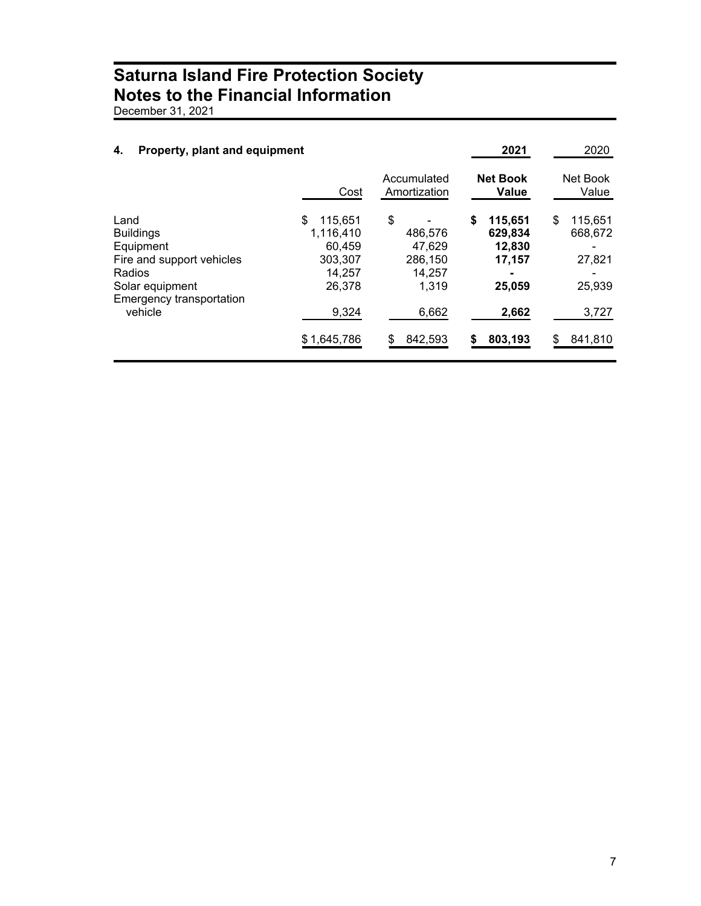# Saturna Island Fire Protection Society
# Notes to the Financial Information

December 31, 2021

## 4. Property, plant and equipment

| | | | 2021 | 2020 |
|---|---|---|---|---|
| | Cost | Accumulated Amortization | **Net Book Value** | Net Book Value |
| Land | $ 115,651 | $ - | **$ 115,651** | $ 115,651 |
| Buildings | 1,116,410 | 486,576 | **629,834** | 668,672 |
| Equipment | 60,459 | 47,629 | **12,830** | - |
| Fire and support vehicles | 303,307 | 286,150 | **17,157** | 27,821 |
| Radios | 14,257 | 14,257 | **-** | - |
| Solar equipment | 26,378 | 1,319 | **25,059** | 25,939 |
| Emergency transportation vehicle | 9,324 | 6,662 | **2,662** | 3,727 |
| | $ 1,645,786 | $ 842,593 | **$ 803,193** | $ 841,810 |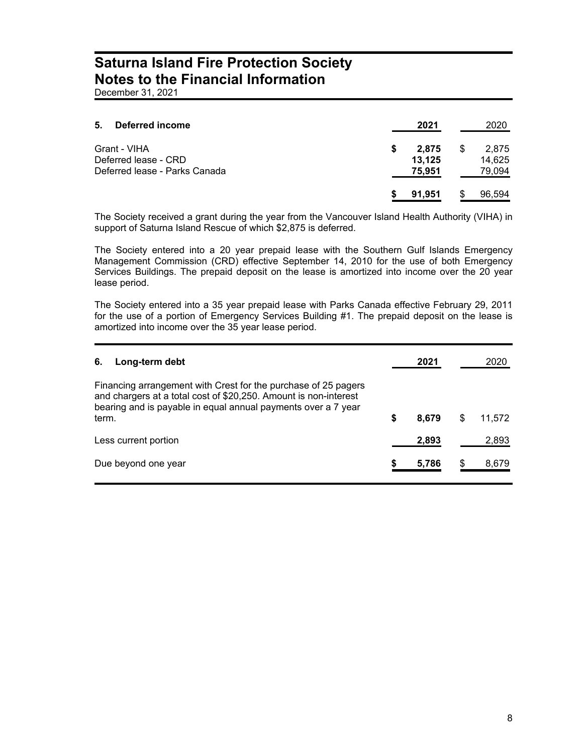# Saturna Island Fire Protection Society
# Notes to the Financial Information

December 31, 2021

| 5. Deferred income | 2021 | 2020 |
|---|---|---|
| Grant - VIHA | $ 2,875 | $ 2,875 |
| Deferred lease - CRD | 13,125 | 14,625 |
| Deferred lease - Parks Canada | 75,951 | 79,094 |
| | $ 91,951 | $ 96,594 |

The Society received a grant during the year from the Vancouver Island Health Authority (VIHA) in support of Saturna Island Rescue of which $2,875 is deferred.

The Society entered into a 20 year prepaid lease with the Southern Gulf Islands Emergency Management Commission (CRD) effective September 14, 2010 for the use of both Emergency Services Buildings. The prepaid deposit on the lease is amortized into income over the 20 year lease period.

The Society entered into a 35 year prepaid lease with Parks Canada effective February 29, 2011 for the use of a portion of Emergency Services Building #1. The prepaid deposit on the lease is amortized into income over the 35 year lease period.

| 6. Long-term debt | 2021 | 2020 |
|---|---|---|
| Financing arrangement with Crest for the purchase of 25 pagers and chargers at a total cost of $20,250. Amount is non-interest bearing and is payable in equal annual payments over a 7 year term. | $ 8,679 | $ 11,572 |
| Less current portion | 2,893 | 2,893 |
| Due beyond one year | $ 5,786 | $ 8,679 |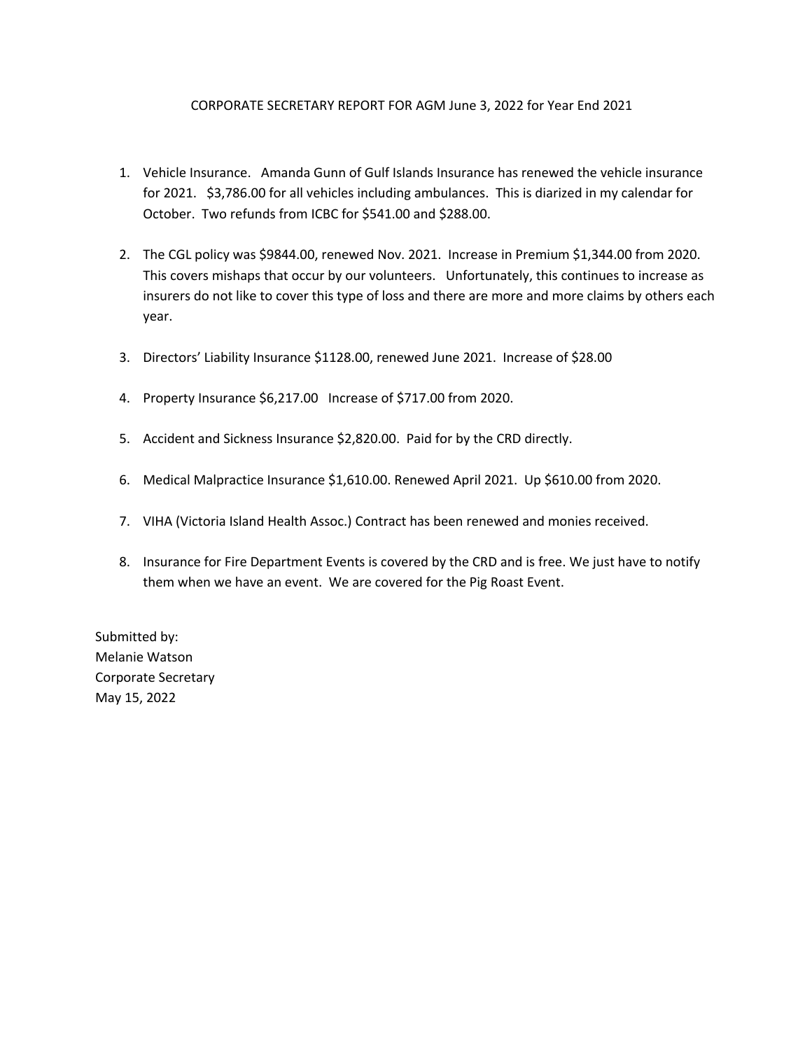CORPORATE SECRETARY REPORT FOR AGM June 3, 2022 for Year End 2021

1. Vehicle Insurance. Amanda Gunn of Gulf Islands Insurance has renewed the vehicle insurance for 2021. $3,786.00 for all vehicles including ambulances. This is diarized in my calendar for October. Two refunds from ICBC for $541.00 and $288.00.

2. The CGL policy was $9844.00, renewed Nov. 2021. Increase in Premium $1,344.00 from 2020. This covers mishaps that occur by our volunteers. Unfortunately, this continues to increase as insurers do not like to cover this type of loss and there are more and more claims by others each year.

3. Directors' Liability Insurance $1128.00, renewed June 2021. Increase of $28.00

4. Property Insurance $6,217.00 Increase of $717.00 from 2020.

5. Accident and Sickness Insurance $2,820.00. Paid for by the CRD directly.

6. Medical Malpractice Insurance $1,610.00. Renewed April 2021. Up $610.00 from 2020.

7. VIHA (Victoria Island Health Assoc.) Contract has been renewed and monies received.

8. Insurance for Fire Department Events is covered by the CRD and is free. We just have to notify them when we have an event. We are covered for the Pig Roast Event.

Submitted by:
Melanie Watson
Corporate Secretary
May 15, 2022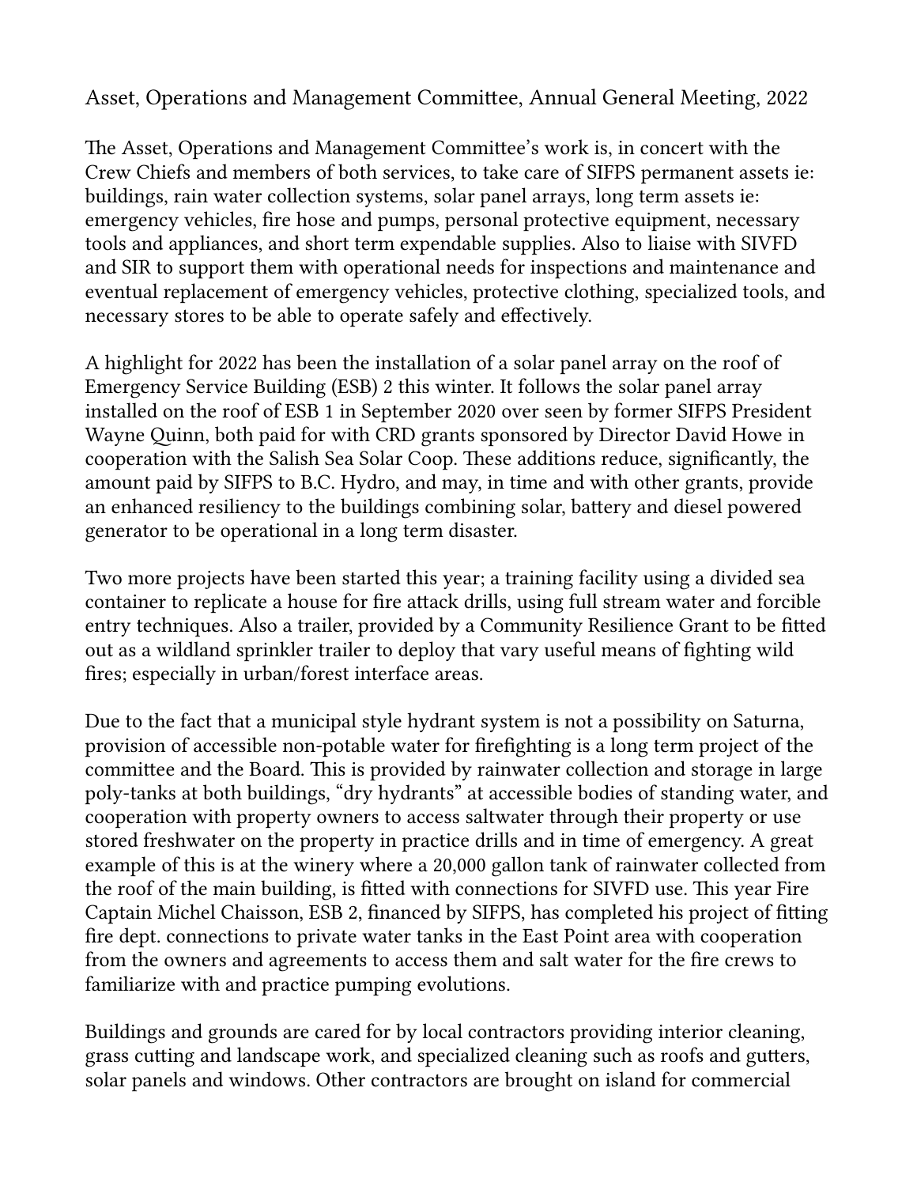## Asset, Operations and Management Committee, Annual General Meeting, 2022

The Asset, Operations and Management Committee's work is, in concert with the Crew Chiefs and members of both services, to take care of SIFPS permanent assets ie: buildings, rain water collection systems, solar panel arrays, long term assets ie: emergency vehicles, fire hose and pumps, personal protective equipment, necessary tools and appliances, and short term expendable supplies. Also to liaise with SIVFD and SIR to support them with operational needs for inspections and maintenance and eventual replacement of emergency vehicles, protective clothing, specialized tools, and necessary stores to be able to operate safely and effectively.

A highlight for 2022 has been the installation of a solar panel array on the roof of Emergency Service Building (ESB) 2 this winter. It follows the solar panel array installed on the roof of ESB 1 in September 2020 over seen by former SIFPS President Wayne Quinn, both paid for with CRD grants sponsored by Director David Howe in cooperation with the Salish Sea Solar Coop. These additions reduce, significantly, the amount paid by SIFPS to B.C. Hydro, and may, in time and with other grants, provide an enhanced resiliency to the buildings combining solar, battery and diesel powered generator to be operational in a long term disaster.

Two more projects have been started this year; a training facility using a divided sea container to replicate a house for fire attack drills, using full stream water and forcible entry techniques. Also a trailer, provided by a Community Resilience Grant to be fitted out as a wildland sprinkler trailer to deploy that vary useful means of fighting wild fires; especially in urban/forest interface areas.

Due to the fact that a municipal style hydrant system is not a possibility on Saturna, provision of accessible non-potable water for firefighting is a long term project of the committee and the Board. This is provided by rainwater collection and storage in large poly-tanks at both buildings, "dry hydrants" at accessible bodies of standing water, and cooperation with property owners to access saltwater through their property or use stored freshwater on the property in practice drills and in time of emergency. A great example of this is at the winery where a 20,000 gallon tank of rainwater collected from the roof of the main building, is fitted with connections for SIVFD use. This year Fire Captain Michel Chaisson, ESB 2, financed by SIFPS, has completed his project of fitting fire dept. connections to private water tanks in the East Point area with cooperation from the owners and agreements to access them and salt water for the fire crews to familiarize with and practice pumping evolutions.

Buildings and grounds are cared for by local contractors providing interior cleaning, grass cutting and landscape work, and specialized cleaning such as roofs and gutters, solar panels and windows. Other contractors are brought on island for commercial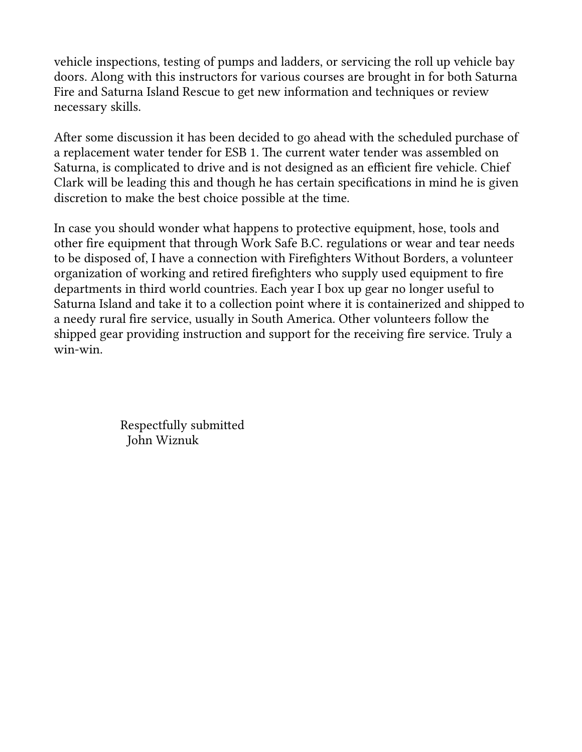vehicle inspections, testing of pumps and ladders, or servicing the roll up vehicle bay doors. Along with this instructors for various courses are brought in for both Saturna Fire and Saturna Island Rescue to get new information and techniques or review necessary skills.

After some discussion it has been decided to go ahead with the scheduled purchase of a replacement water tender for ESB 1. The current water tender was assembled on Saturna, is complicated to drive and is not designed as an efficient fire vehicle. Chief Clark will be leading this and though he has certain specifications in mind he is given discretion to make the best choice possible at the time.

In case you should wonder what happens to protective equipment, hose, tools and other fire equipment that through Work Safe B.C. regulations or wear and tear needs to be disposed of, I have a connection with Firefighters Without Borders, a volunteer organization of working and retired firefighters who supply used equipment to fire departments in third world countries. Each year I box up gear no longer useful to Saturna Island and take it to a collection point where it is containerized and shipped to a needy rural fire service, usually in South America. Other volunteers follow the shipped gear providing instruction and support for the receiving fire service. Truly a win-win.

Respectfully submitted
John Wiznuk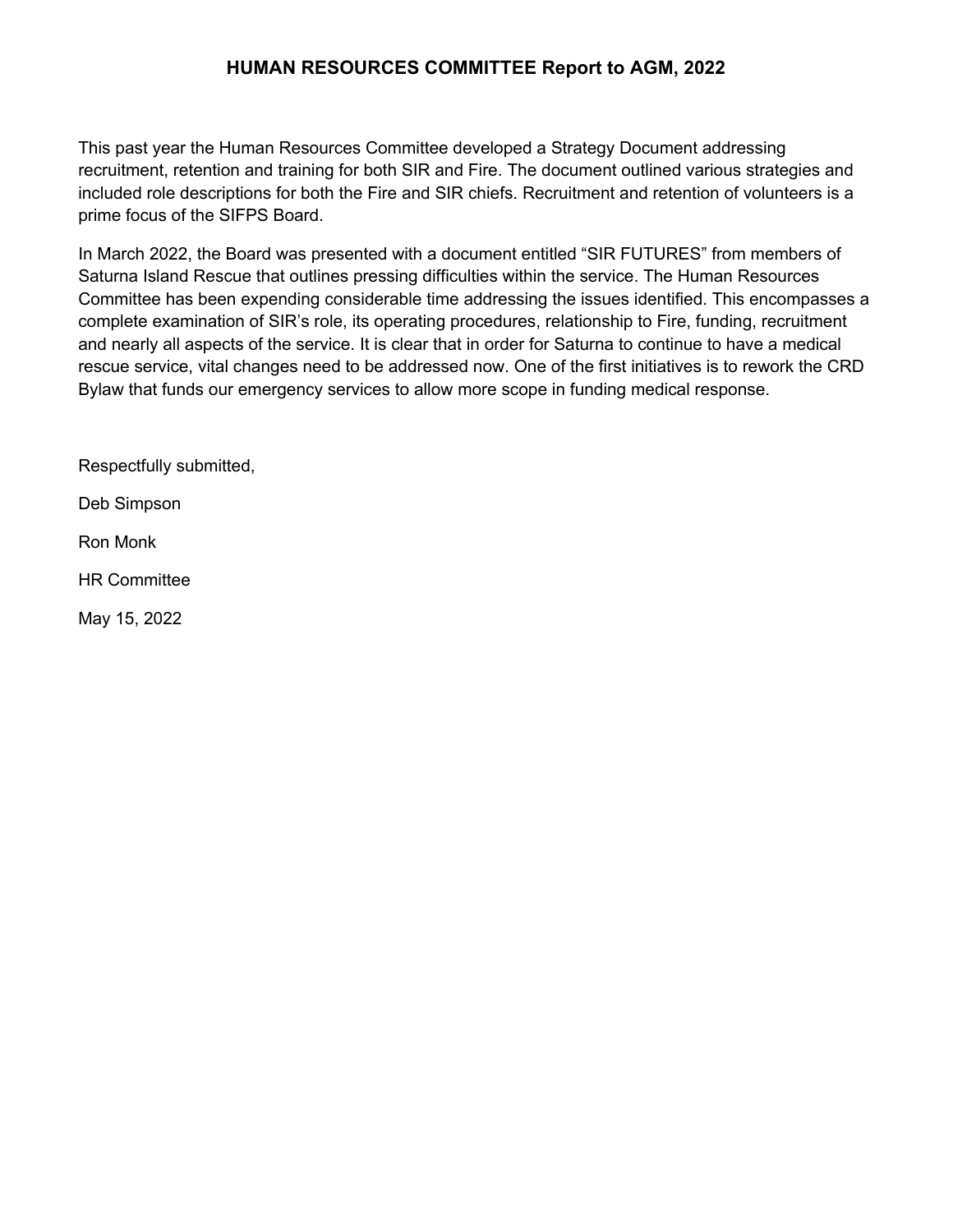## HUMAN RESOURCES COMMITTEE Report to AGM, 2022

This past year the Human Resources Committee developed a Strategy Document addressing recruitment, retention and training for both SIR and Fire. The document outlined various strategies and included role descriptions for both the Fire and SIR chiefs. Recruitment and retention of volunteers is a prime focus of the SIFPS Board.

In March 2022, the Board was presented with a document entitled "SIR FUTURES" from members of Saturna Island Rescue that outlines pressing difficulties within the service. The Human Resources Committee has been expending considerable time addressing the issues identified. This encompasses a complete examination of SIR's role, its operating procedures, relationship to Fire, funding, recruitment and nearly all aspects of the service. It is clear that in order for Saturna to continue to have a medical rescue service, vital changes need to be addressed now. One of the first initiatives is to rework the CRD Bylaw that funds our emergency services to allow more scope in funding medical response.

Respectfully submitted,

Deb Simpson

Ron Monk

HR Committee

May 15, 2022